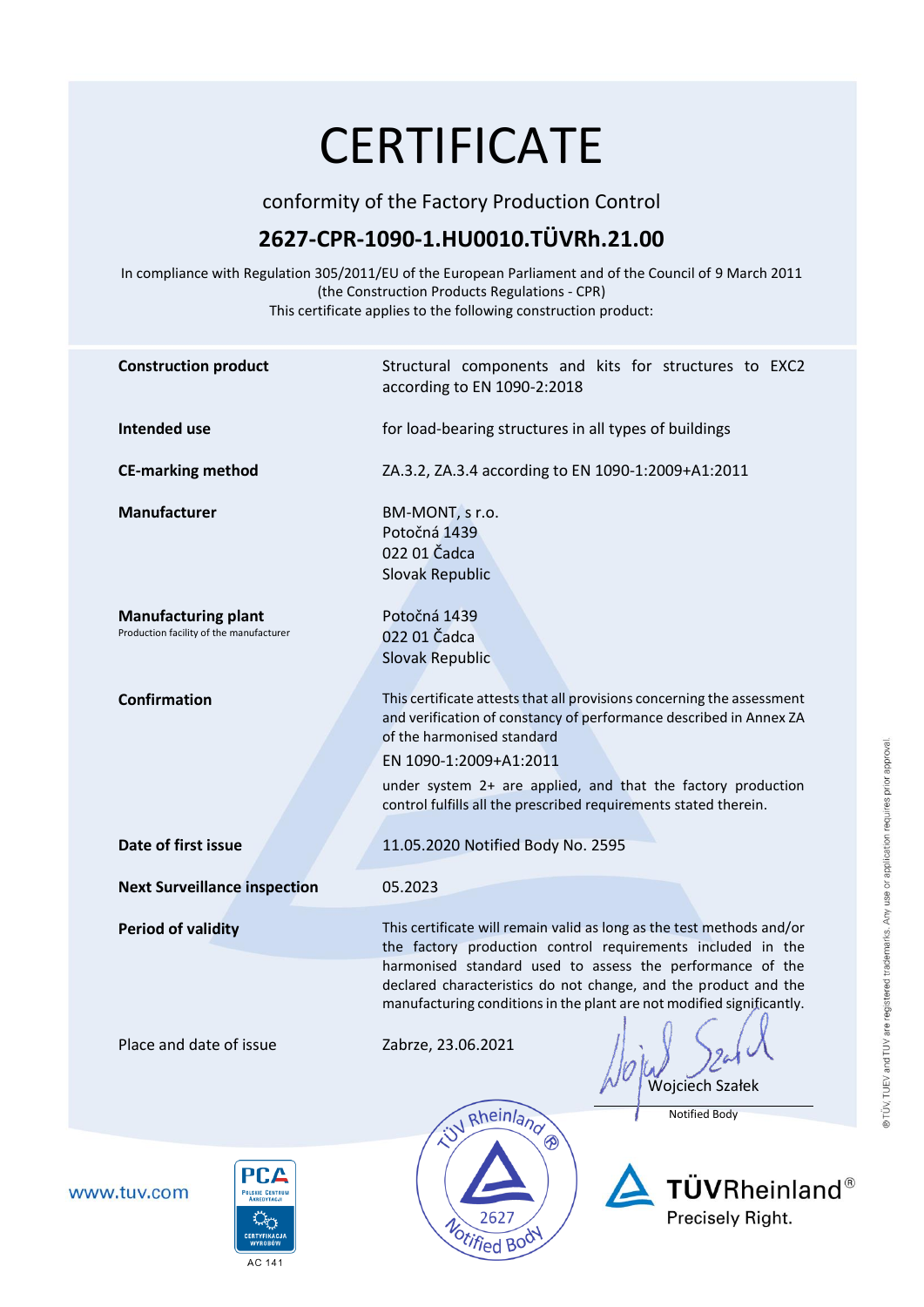# CERTIFICATE

conformity of the Factory Production Control

## 2627-CPR-1090-1.HU0010.TÜVRh.21.00

In compliance with Regulation 305/2011/EU of the European Parliament and of the Council of 9 March 2011 (the Construction Products Regulations - CPR)
This certificate applies to the following construction product:

**Construction product**
Structural components and kits for structures to EXC2 according to EN 1090-2:2018

**Intended use**
for load-bearing structures in all types of buildings

**CE-marking method**
ZA.3.2, ZA.3.4 according to EN 1090-1:2009+A1:2011

**Manufacturer**
BM-MONT, s r.o.
Potočná 1439
022 01 Čadca
Slovak Republic

**Manufacturing plant**
Production facility of the manufacturer

Potočná 1439
022 01 Čadca
Slovak Republic

**Confirmation**
This certificate attests that all provisions concerning the assessment and verification of constancy of performance described in Annex ZA of the harmonised standard

EN 1090-1:2009+A1:2011

under system 2+ are applied, and that the factory production control fulfills all the prescribed requirements stated therein.

**Date of first issue**
11.05.2020 Notified Body No. 2595

**Next Surveillance inspection**
05.2023

**Period of validity**
This certificate will remain valid as long as the test methods and/or the factory production control requirements included in the harmonised standard used to assess the performance of the declared characteristics do not change, and the product and the manufacturing conditions in the plant are not modified significantly.

Place and date of issue
Zabrze, 23.06.2021

Wojciech Szałek
Notified Body

TÜV Rheinland® Notified Body 2627

www.tuv.com

PCA Polskie Centrum Akredytacji CERTYFIKACJA WYROBÓW AC 141

TÜVRheinland®
Precisely Right.

® TÜV, TUEV and TUV are registered trademarks. Any use or application requires prior approval.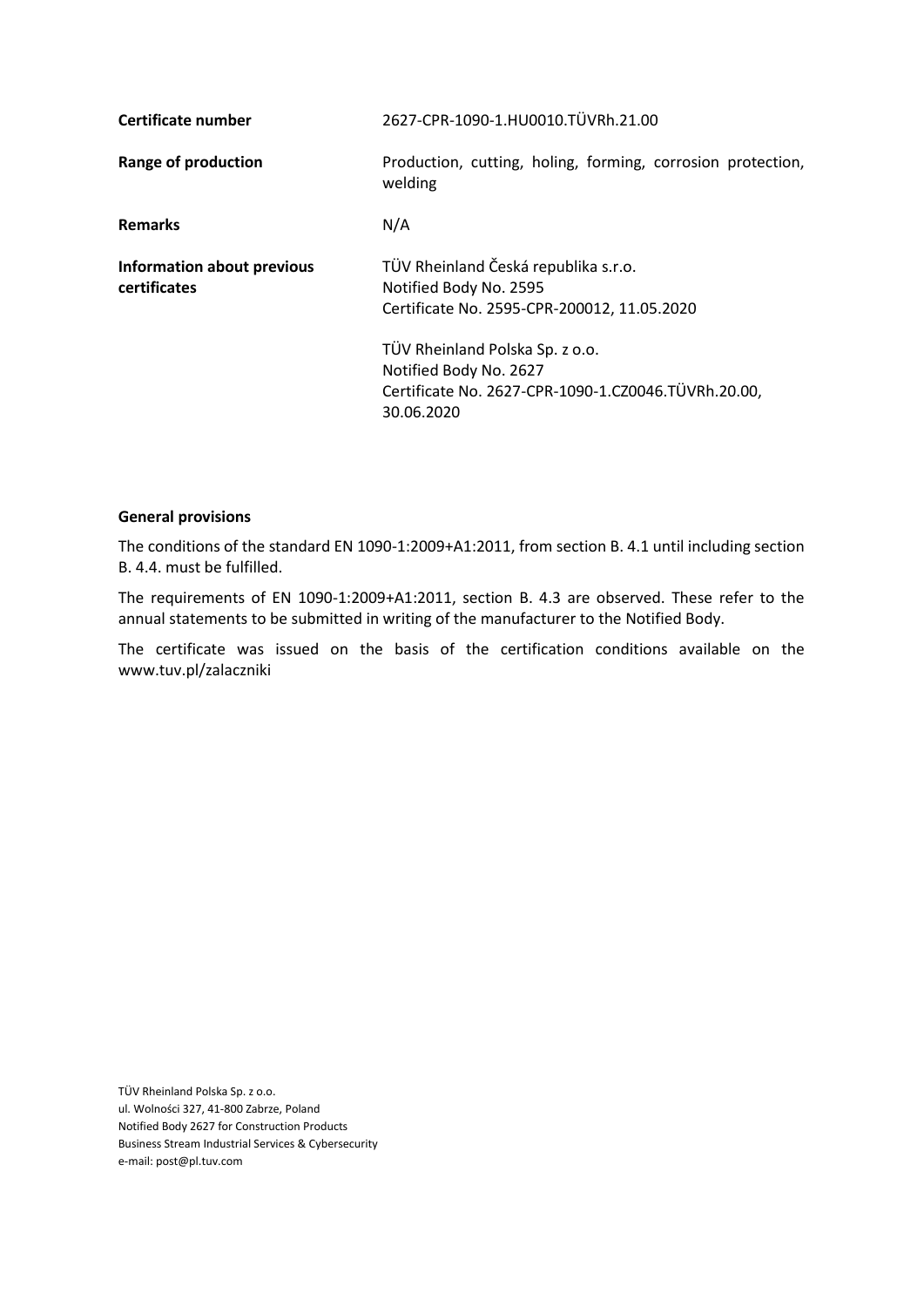| | |
|---|---|
| **Certificate number** | 2627-CPR-1090-1.HU0010.TÜVRh.21.00 |
| **Range of production** | Production, cutting, holing, forming, corrosion protection, welding |
| **Remarks** | N/A |
| **Information about previous certificates** | TÜV Rheinland Česká republika s.r.o.<br>Notified Body No. 2595<br>Certificate No. 2595-CPR-200012, 11.05.2020<br><br>TÜV Rheinland Polska Sp. z o.o.<br>Notified Body No. 2627<br>Certificate No. 2627-CPR-1090-1.CZ0046.TÜVRh.20.00, 30.06.2020 |

**General provisions**

The conditions of the standard EN 1090-1:2009+A1:2011, from section B. 4.1 until including section B. 4.4. must be fulfilled.

The requirements of EN 1090-1:2009+A1:2011, section B. 4.3 are observed. These refer to the annual statements to be submitted in writing of the manufacturer to the Notified Body.

The certificate was issued on the basis of the certification conditions available on the www.tuv.pl/zalaczniki

TÜV Rheinland Polska Sp. z o.o.
ul. Wolności 327, 41-800 Zabrze, Poland
Notified Body 2627 for Construction Products
Business Stream Industrial Services & Cybersecurity
e-mail: post@pl.tuv.com